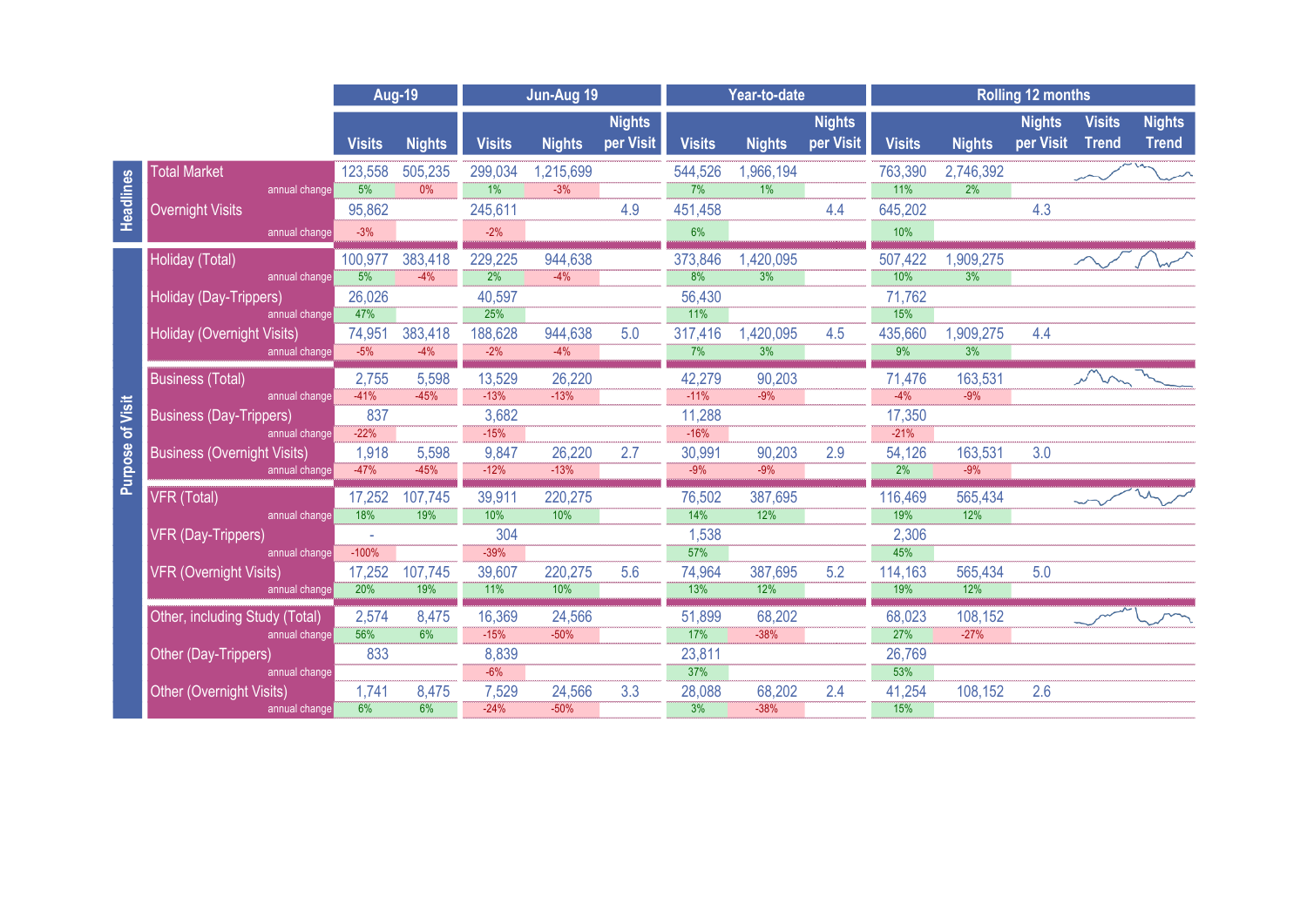| | | Aug-19 | | Jun-Aug 19 | | | Year-to-date | | | Rolling 12 months | | | | |
|---|---|---|---|---|---|---|---|---|---|---|---|---|---|---|
| | | Visits | Nights | Visits | Nights | Nights per Visit | Visits | Nights | Nights per Visit | Visits | Nights | Nights per Visit | Visits Trend | Nights Trend |
| Headlines | Total Market | 123,558 | 505,235 | 299,034 | 1,215,699 | | 544,526 | 1,966,194 | | 763,390 | 2,746,392 | | | |
| | annual change | 5% | 0% | 1% | -3% | | 7% | 1% | | 11% | 2% | | | |
| | Overnight Visits | 95,862 | | 245,611 | | 4.9 | 451,458 | | 4.4 | 645,202 | | 4.3 | | |
| | annual change | -3% | | -2% | | | 6% | | | 10% | | | | |
| Purpose of Visit | Holiday (Total) | 100,977 | 383,418 | 229,225 | 944,638 | | 373,846 | 1,420,095 | | 507,422 | 1,909,275 | | | |
| | annual change | 5% | -4% | 2% | -4% | | 8% | 3% | | 10% | 3% | | | |
| | Holiday (Day-Trippers) | 26,026 | | 40,597 | | | 56,430 | | | 71,762 | | | | |
| | annual change | 47% | | 25% | | | 11% | | | 15% | | | | |
| | Holiday (Overnight Visits) | 74,951 | 383,418 | 188,628 | 944,638 | 5.0 | 317,416 | 1,420,095 | 4.5 | 435,660 | 1,909,275 | 4.4 | | |
| | annual change | -5% | -4% | -2% | -4% | | 7% | 3% | | 9% | 3% | | | |
| | Business (Total) | 2,755 | 5,598 | 13,529 | 26,220 | | 42,279 | 90,203 | | 71,476 | 163,531 | | | |
| | annual change | -41% | -45% | -13% | -13% | | -11% | -9% | | -4% | -9% | | | |
| | Business (Day-Trippers) | 837 | | 3,682 | | | 11,288 | | | 17,350 | | | | |
| | annual change | -22% | | -15% | | | -16% | | | -21% | | | | |
| | Business (Overnight Visits) | 1,918 | 5,598 | 9,847 | 26,220 | 2.7 | 30,991 | 90,203 | 2.9 | 54,126 | 163,531 | 3.0 | | |
| | annual change | -47% | -45% | -12% | -13% | | -9% | -9% | | 2% | -9% | | | |
| | VFR (Total) | 17,252 | 107,745 | 39,911 | 220,275 | | 76,502 | 387,695 | | 116,469 | 565,434 | | | |
| | annual change | 18% | 19% | 10% | 10% | | 14% | 12% | | 19% | 12% | | | |
| | VFR (Day-Trippers) | - | | 304 | | | 1,538 | | | 2,306 | | | | |
| | annual change | -100% | | -39% | | | 57% | | | 45% | | | | |
| | VFR (Overnight Visits) | 17,252 | 107,745 | 39,607 | 220,275 | 5.6 | 74,964 | 387,695 | 5.2 | 114,163 | 565,434 | 5.0 | | |
| | annual change | 20% | 19% | 11% | 10% | | 13% | 12% | | 19% | 12% | | | |
| | Other, including Study (Total) | 2,574 | 8,475 | 16,369 | 24,566 | | 51,899 | 68,202 | | 68,023 | 108,152 | | | |
| | annual change | 56% | 6% | -15% | -50% | | 17% | -38% | | 27% | -27% | | | |
| | Other (Day-Trippers) | 833 | | 8,839 | | | 23,811 | | | 26,769 | | | | |
| | annual change | | | -6% | | | 37% | | | 53% | | | | |
| | Other (Overnight Visits) | 1,741 | 8,475 | 7,529 | 24,566 | 3.3 | 28,088 | 68,202 | 2.4 | 41,254 | 108,152 | 2.6 | | |
| | annual change | 6% | 6% | -24% | -50% | | 3% | -38% | | 15% | | | | |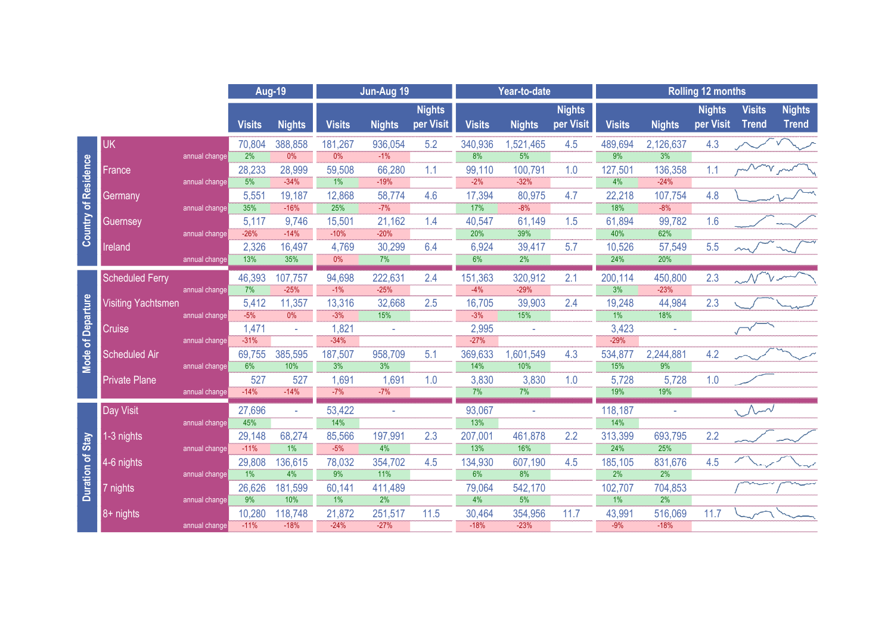| | | Aug-19 | | Jun-Aug 19 | | | Year-to-date | | | Rolling 12 months | | | | |
|---|---|---|---|---|---|---|---|---|---|---|---|---|---|---|
| | | Visits | Nights | Visits | Nights | Nights per Visit | Visits | Nights | Nights per Visit | Visits | Nights | Nights per Visit | Visits Trend | Nights Trend |
| Country of Residence | UK | 70,804 | 388,858 | 181,267 | 936,054 | 5.2 | 340,936 | 1,521,465 | 4.5 | 489,694 | 2,126,637 | 4.3 | | |
| | annual change | 2% | 0% | 0% | -1% | | 8% | 5% | | 9% | 3% | | | |
| | France | 28,233 | 28,999 | 59,508 | 66,280 | 1.1 | 99,110 | 100,791 | 1.0 | 127,501 | 136,358 | 1.1 | | |
| | annual change | 5% | -34% | 1% | -19% | | -2% | -32% | | 4% | -24% | | | |
| | Germany | 5,551 | 19,187 | 12,868 | 58,774 | 4.6 | 17,394 | 80,975 | 4.7 | 22,218 | 107,754 | 4.8 | | |
| | annual change | 35% | -16% | 25% | -7% | | 17% | -8% | | 18% | -8% | | | |
| | Guernsey | 5,117 | 9,746 | 15,501 | 21,162 | 1.4 | 40,547 | 61,149 | 1.5 | 61,894 | 99,782 | 1.6 | | |
| | annual change | -26% | -14% | -10% | -20% | | 20% | 39% | | 40% | 62% | | | |
| | Ireland | 2,326 | 16,497 | 4,769 | 30,299 | 6.4 | 6,924 | 39,417 | 5.7 | 10,526 | 57,549 | 5.5 | | |
| | annual change | 13% | 35% | 0% | 7% | | 6% | 2% | | 24% | 20% | | | |
| Mode of Departure | Scheduled Ferry | 46,393 | 107,757 | 94,698 | 222,631 | 2.4 | 151,363 | 320,912 | 2.1 | 200,114 | 450,800 | 2.3 | | |
| | annual change | 7% | -25% | -1% | -25% | | -4% | -29% | | 3% | -23% | | | |
| | Visiting Yachtsmen | 5,412 | 11,357 | 13,316 | 32,668 | 2.5 | 16,705 | 39,903 | 2.4 | 19,248 | 44,984 | 2.3 | | |
| | annual change | -5% | 0% | -3% | 15% | | -3% | 15% | | 1% | 18% | | | |
| | Cruise | 1,471 | - | 1,821 | - | | 2,995 | - | | 3,423 | - | | | |
| | annual change | -31% | | -34% | | | -27% | | | -29% | | | | |
| | Scheduled Air | 69,755 | 385,595 | 187,507 | 958,709 | 5.1 | 369,633 | 1,601,549 | 4.3 | 534,877 | 2,244,881 | 4.2 | | |
| | annual change | 6% | 10% | 3% | 3% | | 14% | 10% | | 15% | 9% | | | |
| | Private Plane | 527 | 527 | 1,691 | 1,691 | 1.0 | 3,830 | 3,830 | 1.0 | 5,728 | 5,728 | 1.0 | | |
| | annual change | -14% | -14% | -7% | -7% | | 7% | 7% | | 19% | 19% | | | |
| Duration of Stay | Day Visit | 27,696 | - | 53,422 | - | | 93,067 | - | | 118,187 | - | | | |
| | annual change | 45% | | 14% | | | 13% | | | 14% | | | | |
| | 1-3 nights | 29,148 | 68,274 | 85,566 | 197,991 | 2.3 | 207,001 | 461,878 | 2.2 | 313,399 | 693,795 | 2.2 | | |
| | annual change | -11% | 1% | -5% | 4% | | 13% | 16% | | 24% | 25% | | | |
| | 4-6 nights | 29,808 | 136,615 | 78,032 | 354,702 | 4.5 | 134,930 | 607,190 | 4.5 | 185,105 | 831,676 | 4.5 | | |
| | annual change | 1% | 4% | 9% | 11% | | 6% | 8% | | 2% | 2% | | | |
| | 7 nights | 26,626 | 181,599 | 60,141 | 411,489 | | 79,064 | 542,170 | | 102,707 | 704,853 | | | |
| | annual change | 9% | 10% | 1% | 2% | | 4% | 5% | | 1% | 2% | | | |
| | 8+ nights | 10,280 | 118,748 | 21,872 | 251,517 | 11.5 | 30,464 | 354,956 | 11.7 | 43,991 | 516,069 | 11.7 | | |
| | annual change | -11% | -18% | -24% | -27% | | -18% | -23% | | -9% | -18% | | | |